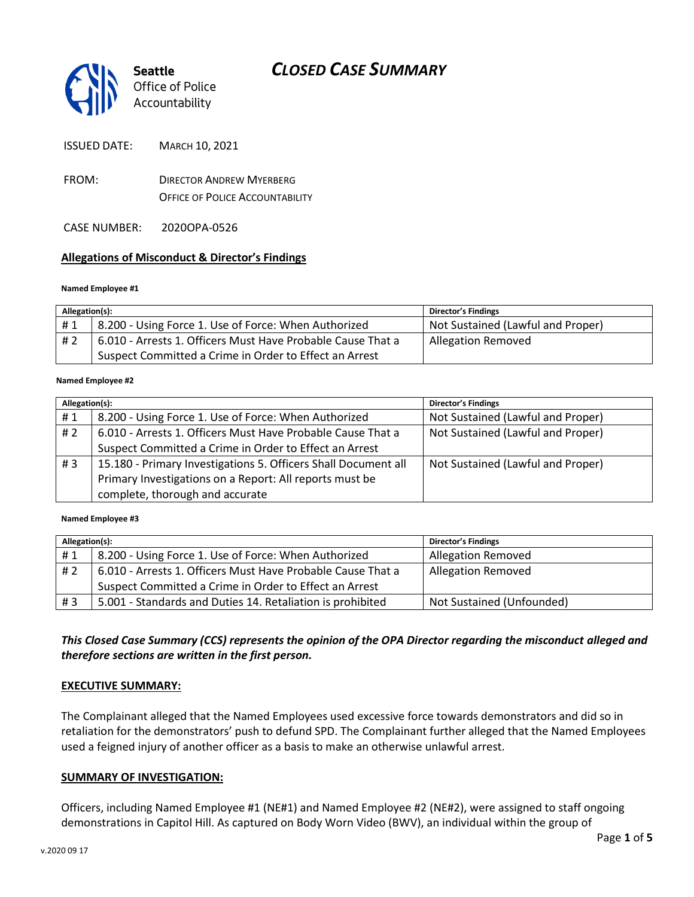Seattle Office of Police Accountability

# *CLOSED CASE SUMMARY*

ISSUED DATE: MARCH 10, 2021

FROM: DIRECTOR ANDREW MYERBERG
OFFICE OF POLICE ACCOUNTABILITY

CASE NUMBER: 2020OPA-0526

## Allegations of Misconduct & Director's Findings

**Named Employee #1**

| Allegation(s): | | Director's Findings |
|---|---|---|
| # 1 | 8.200 - Using Force 1. Use of Force: When Authorized | Not Sustained (Lawful and Proper) |
| # 2 | 6.010 - Arrests 1. Officers Must Have Probable Cause That a Suspect Committed a Crime in Order to Effect an Arrest | Allegation Removed |

**Named Employee #2**

| Allegation(s): | | Director's Findings |
|---|---|---|
| # 1 | 8.200 - Using Force 1. Use of Force: When Authorized | Not Sustained (Lawful and Proper) |
| # 2 | 6.010 - Arrests 1. Officers Must Have Probable Cause That a Suspect Committed a Crime in Order to Effect an Arrest | Not Sustained (Lawful and Proper) |
| # 3 | 15.180 - Primary Investigations 5. Officers Shall Document all Primary Investigations on a Report: All reports must be complete, thorough and accurate | Not Sustained (Lawful and Proper) |

**Named Employee #3**

| Allegation(s): | | Director's Findings |
|---|---|---|
| # 1 | 8.200 - Using Force 1. Use of Force: When Authorized | Allegation Removed |
| # 2 | 6.010 - Arrests 1. Officers Must Have Probable Cause That a Suspect Committed a Crime in Order to Effect an Arrest | Allegation Removed |
| # 3 | 5.001 - Standards and Duties 14. Retaliation is prohibited | Not Sustained (Unfounded) |

***This Closed Case Summary (CCS) represents the opinion of the OPA Director regarding the misconduct alleged and therefore sections are written in the first person.***

### EXECUTIVE SUMMARY:

The Complainant alleged that the Named Employees used excessive force towards demonstrators and did so in retaliation for the demonstrators' push to defund SPD. The Complainant further alleged that the Named Employees used a feigned injury of another officer as a basis to make an otherwise unlawful arrest.

### SUMMARY OF INVESTIGATION:

Officers, including Named Employee #1 (NE#1) and Named Employee #2 (NE#2), were assigned to staff ongoing demonstrations in Capitol Hill. As captured on Body Worn Video (BWV), an individual within the group of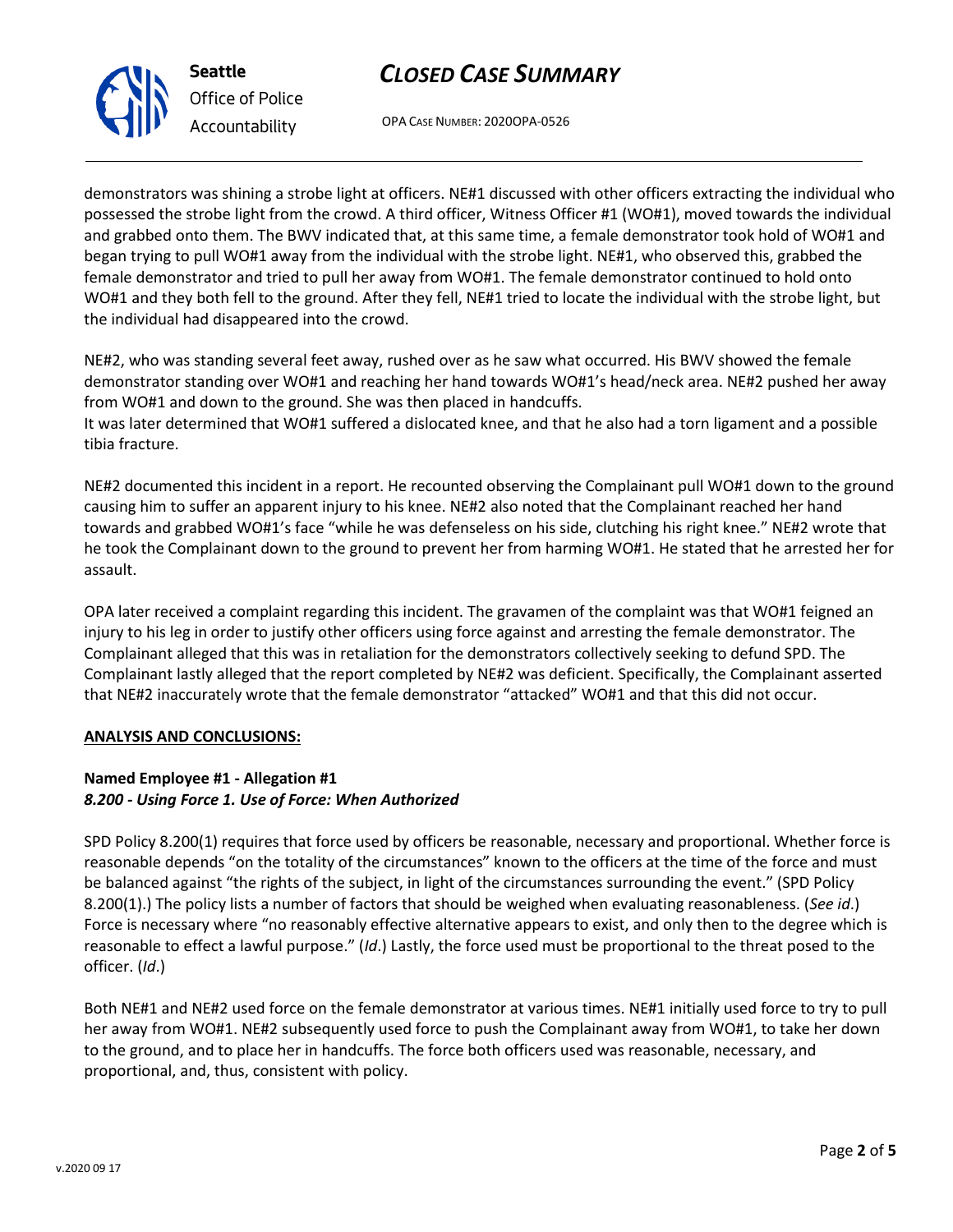demonstrators was shining a strobe light at officers. NE#1 discussed with other officers extracting the individual who possessed the strobe light from the crowd. A third officer, Witness Officer #1 (WO#1), moved towards the individual and grabbed onto them. The BWV indicated that, at this same time, a female demonstrator took hold of WO#1 and began trying to pull WO#1 away from the individual with the strobe light. NE#1, who observed this, grabbed the female demonstrator and tried to pull her away from WO#1. The female demonstrator continued to hold onto WO#1 and they both fell to the ground. After they fell, NE#1 tried to locate the individual with the strobe light, but the individual had disappeared into the crowd.

NE#2, who was standing several feet away, rushed over as he saw what occurred. His BWV showed the female demonstrator standing over WO#1 and reaching her hand towards WO#1's head/neck area. NE#2 pushed her away from WO#1 and down to the ground. She was then placed in handcuffs.
It was later determined that WO#1 suffered a dislocated knee, and that he also had a torn ligament and a possible tibia fracture.

NE#2 documented this incident in a report. He recounted observing the Complainant pull WO#1 down to the ground causing him to suffer an apparent injury to his knee. NE#2 also noted that the Complainant reached her hand towards and grabbed WO#1's face "while he was defenseless on his side, clutching his right knee." NE#2 wrote that he took the Complainant down to the ground to prevent her from harming WO#1. He stated that he arrested her for assault.

OPA later received a complaint regarding this incident. The gravamen of the complaint was that WO#1 feigned an injury to his leg in order to justify other officers using force against and arresting the female demonstrator. The Complainant alleged that this was in retaliation for the demonstrators collectively seeking to defund SPD. The Complainant lastly alleged that the report completed by NE#2 was deficient. Specifically, the Complainant asserted that NE#2 inaccurately wrote that the female demonstrator "attacked" WO#1 and that this did not occur.

**ANALYSIS AND CONCLUSIONS:**

**Named Employee #1 - Allegation #1**
***8.200 - Using Force 1. Use of Force: When Authorized***

SPD Policy 8.200(1) requires that force used by officers be reasonable, necessary and proportional. Whether force is reasonable depends "on the totality of the circumstances" known to the officers at the time of the force and must be balanced against "the rights of the subject, in light of the circumstances surrounding the event." (SPD Policy 8.200(1).) The policy lists a number of factors that should be weighed when evaluating reasonableness. (*See id*.) Force is necessary where "no reasonably effective alternative appears to exist, and only then to the degree which is reasonable to effect a lawful purpose." (*Id*.) Lastly, the force used must be proportional to the threat posed to the officer. (*Id*.)

Both NE#1 and NE#2 used force on the female demonstrator at various times. NE#1 initially used force to try to pull her away from WO#1. NE#2 subsequently used force to push the Complainant away from WO#1, to take her down to the ground, and to place her in handcuffs. The force both officers used was reasonable, necessary, and proportional, and, thus, consistent with policy.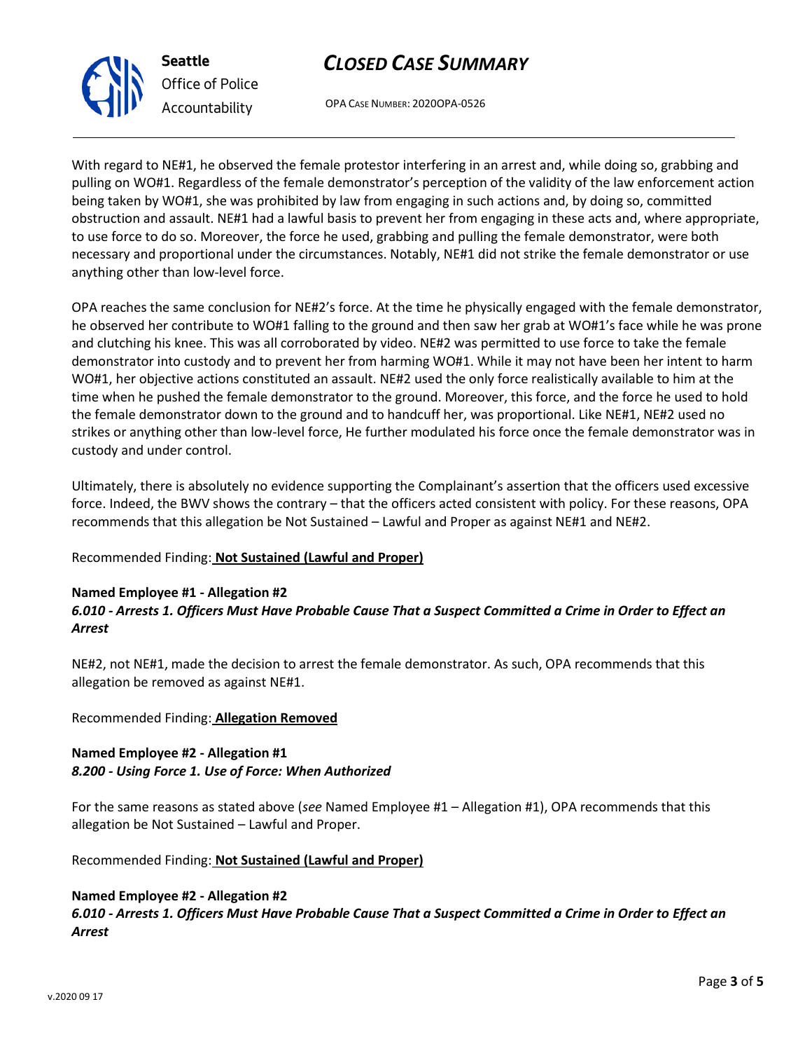With regard to NE#1, he observed the female protestor interfering in an arrest and, while doing so, grabbing and pulling on WO#1. Regardless of the female demonstrator's perception of the validity of the law enforcement action being taken by WO#1, she was prohibited by law from engaging in such actions and, by doing so, committed obstruction and assault. NE#1 had a lawful basis to prevent her from engaging in these acts and, where appropriate, to use force to do so. Moreover, the force he used, grabbing and pulling the female demonstrator, were both necessary and proportional under the circumstances. Notably, NE#1 did not strike the female demonstrator or use anything other than low-level force.

OPA reaches the same conclusion for NE#2's force. At the time he physically engaged with the female demonstrator, he observed her contribute to WO#1 falling to the ground and then saw her grab at WO#1's face while he was prone and clutching his knee. This was all corroborated by video. NE#2 was permitted to use force to take the female demonstrator into custody and to prevent her from harming WO#1. While it may not have been her intent to harm WO#1, her objective actions constituted an assault. NE#2 used the only force realistically available to him at the time when he pushed the female demonstrator to the ground. Moreover, this force, and the force he used to hold the female demonstrator down to the ground and to handcuff her, was proportional. Like NE#1, NE#2 used no strikes or anything other than low-level force, He further modulated his force once the female demonstrator was in custody and under control.

Ultimately, there is absolutely no evidence supporting the Complainant's assertion that the officers used excessive force. Indeed, the BWV shows the contrary – that the officers acted consistent with policy. For these reasons, OPA recommends that this allegation be Not Sustained – Lawful and Proper as against NE#1 and NE#2.

Recommended Finding: **Not Sustained (Lawful and Proper)**

**Named Employee #1 - Allegation #2**
***6.010 - Arrests 1. Officers Must Have Probable Cause That a Suspect Committed a Crime in Order to Effect an Arrest***

NE#2, not NE#1, made the decision to arrest the female demonstrator. As such, OPA recommends that this allegation be removed as against NE#1.

Recommended Finding: **Allegation Removed**

**Named Employee #2 - Allegation #1**
***8.200 - Using Force 1. Use of Force: When Authorized***

For the same reasons as stated above (*see* Named Employee #1 – Allegation #1), OPA recommends that this allegation be Not Sustained – Lawful and Proper.

Recommended Finding: **Not Sustained (Lawful and Proper)**

**Named Employee #2 - Allegation #2**
***6.010 - Arrests 1. Officers Must Have Probable Cause That a Suspect Committed a Crime in Order to Effect an Arrest***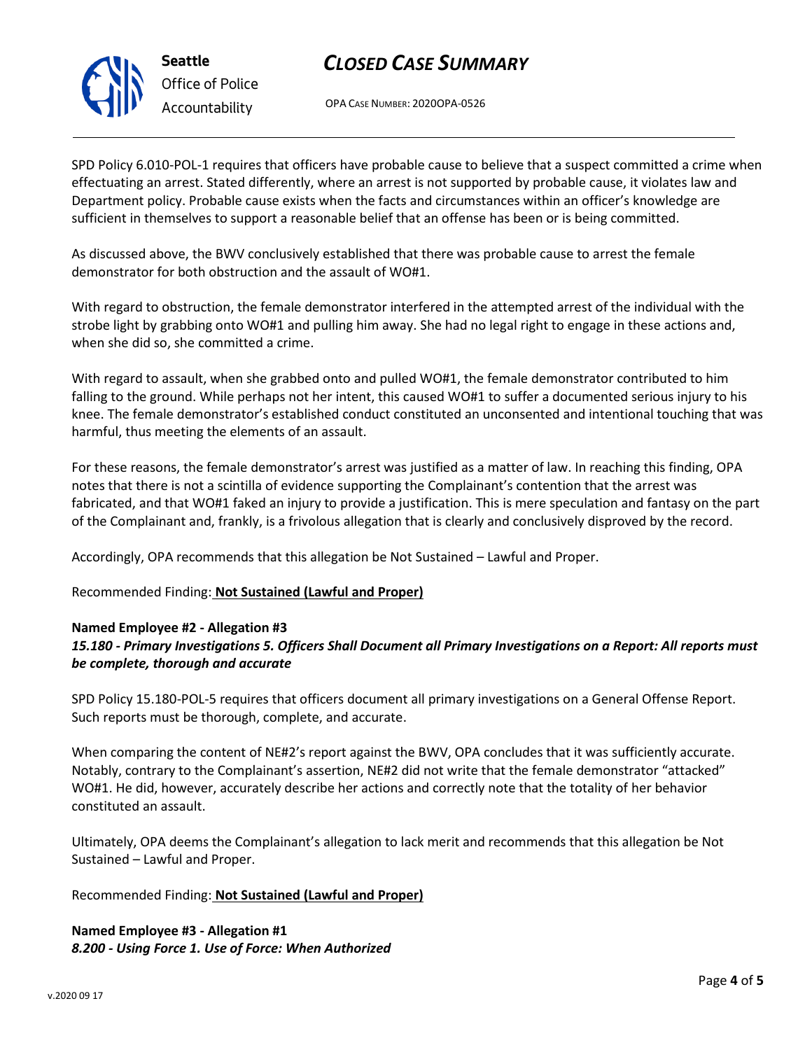SPD Policy 6.010-POL-1 requires that officers have probable cause to believe that a suspect committed a crime when effectuating an arrest. Stated differently, where an arrest is not supported by probable cause, it violates law and Department policy. Probable cause exists when the facts and circumstances within an officer's knowledge are sufficient in themselves to support a reasonable belief that an offense has been or is being committed.

As discussed above, the BWV conclusively established that there was probable cause to arrest the female demonstrator for both obstruction and the assault of WO#1.

With regard to obstruction, the female demonstrator interfered in the attempted arrest of the individual with the strobe light by grabbing onto WO#1 and pulling him away. She had no legal right to engage in these actions and, when she did so, she committed a crime.

With regard to assault, when she grabbed onto and pulled WO#1, the female demonstrator contributed to him falling to the ground. While perhaps not her intent, this caused WO#1 to suffer a documented serious injury to his knee. The female demonstrator's established conduct constituted an unconsented and intentional touching that was harmful, thus meeting the elements of an assault.

For these reasons, the female demonstrator's arrest was justified as a matter of law. In reaching this finding, OPA notes that there is not a scintilla of evidence supporting the Complainant's contention that the arrest was fabricated, and that WO#1 faked an injury to provide a justification. This is mere speculation and fantasy on the part of the Complainant and, frankly, is a frivolous allegation that is clearly and conclusively disproved by the record.

Accordingly, OPA recommends that this allegation be Not Sustained – Lawful and Proper.

Recommended Finding: **Not Sustained (Lawful and Proper)**

**Named Employee #2 - Allegation #3**
***15.180 - Primary Investigations 5. Officers Shall Document all Primary Investigations on a Report: All reports must be complete, thorough and accurate***

SPD Policy 15.180-POL-5 requires that officers document all primary investigations on a General Offense Report. Such reports must be thorough, complete, and accurate.

When comparing the content of NE#2's report against the BWV, OPA concludes that it was sufficiently accurate. Notably, contrary to the Complainant's assertion, NE#2 did not write that the female demonstrator "attacked" WO#1. He did, however, accurately describe her actions and correctly note that the totality of her behavior constituted an assault.

Ultimately, OPA deems the Complainant's allegation to lack merit and recommends that this allegation be Not Sustained – Lawful and Proper.

Recommended Finding: **Not Sustained (Lawful and Proper)**

**Named Employee #3 - Allegation #1**
***8.200 - Using Force 1. Use of Force: When Authorized***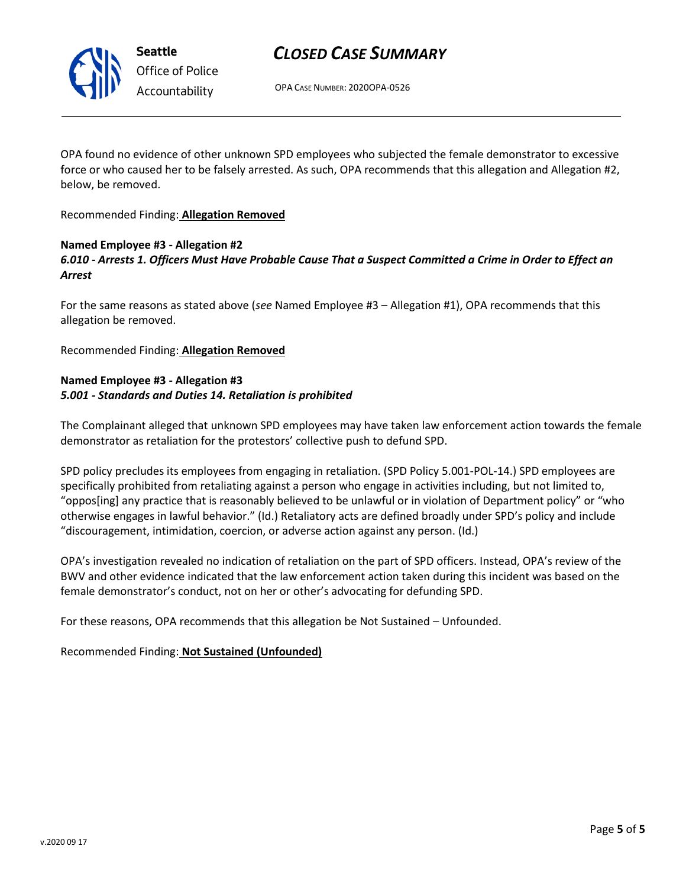OPA found no evidence of other unknown SPD employees who subjected the female demonstrator to excessive force or who caused her to be falsely arrested. As such, OPA recommends that this allegation and Allegation #2, below, be removed.

Recommended Finding: **Allegation Removed**

**Named Employee #3 - Allegation #2**
***6.010 - Arrests 1. Officers Must Have Probable Cause That a Suspect Committed a Crime in Order to Effect an Arrest***

For the same reasons as stated above (*see* Named Employee #3 – Allegation #1), OPA recommends that this allegation be removed.

Recommended Finding: **Allegation Removed**

**Named Employee #3 - Allegation #3**
***5.001 - Standards and Duties 14. Retaliation is prohibited***

The Complainant alleged that unknown SPD employees may have taken law enforcement action towards the female demonstrator as retaliation for the protestors' collective push to defund SPD.

SPD policy precludes its employees from engaging in retaliation. (SPD Policy 5.001-POL-14.) SPD employees are specifically prohibited from retaliating against a person who engage in activities including, but not limited to, "oppos[ing] any practice that is reasonably believed to be unlawful or in violation of Department policy" or "who otherwise engages in lawful behavior." (Id.) Retaliatory acts are defined broadly under SPD's policy and include "discouragement, intimidation, coercion, or adverse action against any person. (Id.)

OPA's investigation revealed no indication of retaliation on the part of SPD officers. Instead, OPA's review of the BWV and other evidence indicated that the law enforcement action taken during this incident was based on the female demonstrator's conduct, not on her or other's advocating for defunding SPD.

For these reasons, OPA recommends that this allegation be Not Sustained – Unfounded.

Recommended Finding: **Not Sustained (Unfounded)**